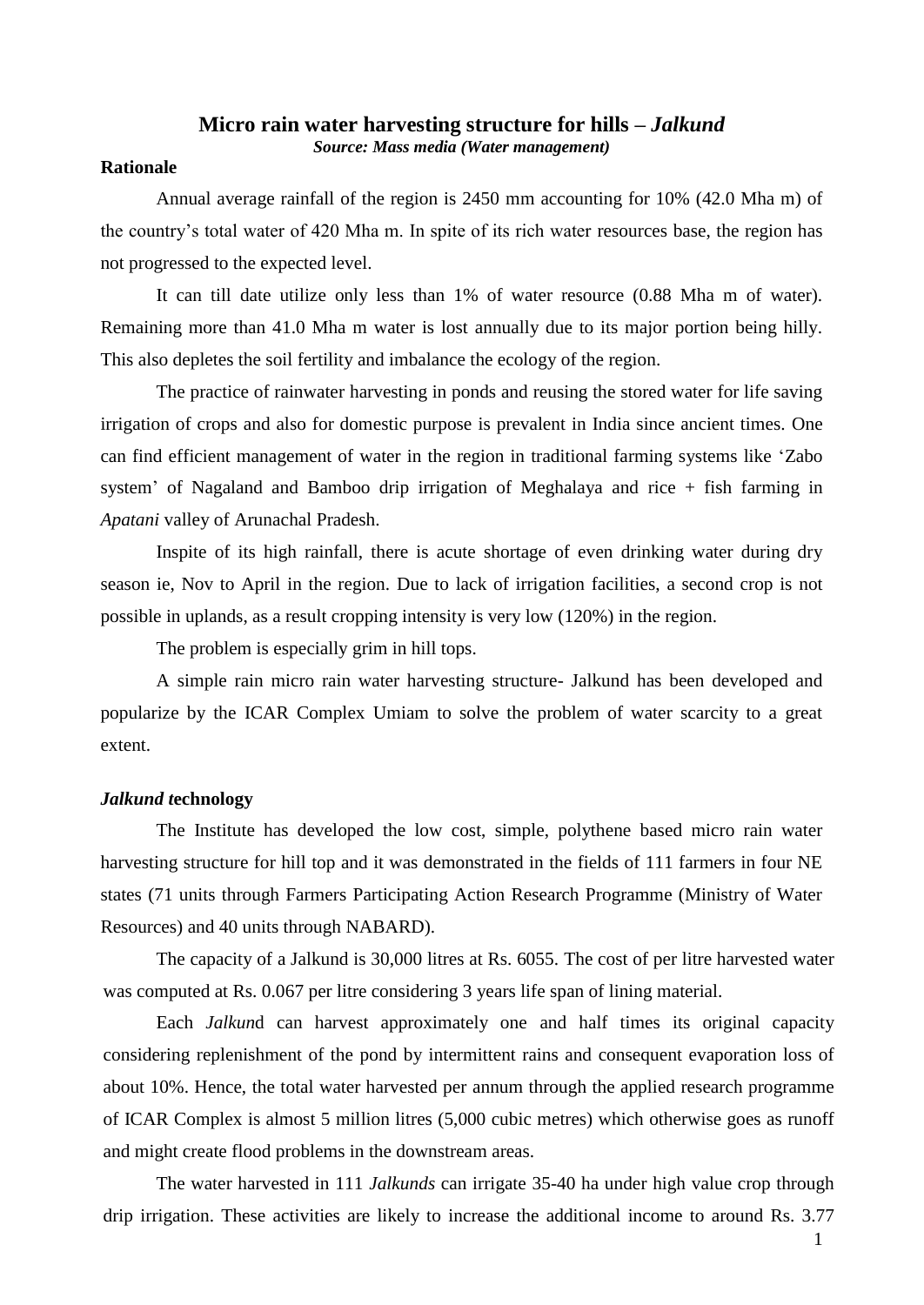# Micro rain water harvesting structure for hills – *Jalkund*

***Source: Mass media (Water management)***

**Rationale**

Annual average rainfall of the region is 2450 mm accounting for 10% (42.0 Mha m) of the country's total water of 420 Mha m. In spite of its rich water resources base, the region has not progressed to the expected level.

It can till date utilize only less than 1% of water resource (0.88 Mha m of water). Remaining more than 41.0 Mha m water is lost annually due to its major portion being hilly. This also depletes the soil fertility and imbalance the ecology of the region.

The practice of rainwater harvesting in ponds and reusing the stored water for life saving irrigation of crops and also for domestic purpose is prevalent in India since ancient times. One can find efficient management of water in the region in traditional farming systems like 'Zabo system' of Nagaland and Bamboo drip irrigation of Meghalaya and rice + fish farming in *Apatani* valley of Arunachal Pradesh.

Inspite of its high rainfall, there is acute shortage of even drinking water during dry season ie, Nov to April in the region. Due to lack of irrigation facilities, a second crop is not possible in uplands, as a result cropping intensity is very low (120%) in the region.

The problem is especially grim in hill tops.

A simple rain micro rain water harvesting structure- Jalkund has been developed and popularize by the ICAR Complex Umiam to solve the problem of water scarcity to a great extent.

***Jalkund* technology**

The Institute has developed the low cost, simple, polythene based micro rain water harvesting structure for hill top and it was demonstrated in the fields of 111 farmers in four NE states (71 units through Farmers Participating Action Research Programme (Ministry of Water Resources) and 40 units through NABARD).

The capacity of a Jalkund is 30,000 litres at Rs. 6055. The cost of per litre harvested water was computed at Rs. 0.067 per litre considering 3 years life span of lining material.

Each *Jalkun*d can harvest approximately one and half times its original capacity considering replenishment of the pond by intermittent rains and consequent evaporation loss of about 10%. Hence, the total water harvested per annum through the applied research programme of ICAR Complex is almost 5 million litres (5,000 cubic metres) which otherwise goes as runoff and might create flood problems in the downstream areas.

The water harvested in 111 *Jalkunds* can irrigate 35-40 ha under high value crop through drip irrigation. These activities are likely to increase the additional income to around Rs. 3.77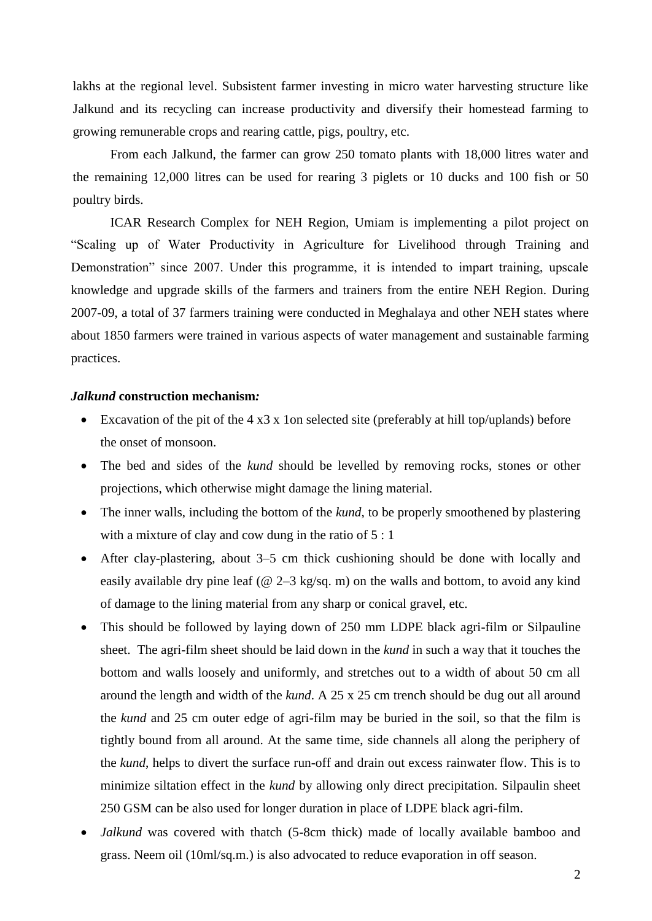lakhs at the regional level. Subsistent farmer investing in micro water harvesting structure like Jalkund and its recycling can increase productivity and diversify their homestead farming to growing remunerable crops and rearing cattle, pigs, poultry, etc.

From each Jalkund, the farmer can grow 250 tomato plants with 18,000 litres water and the remaining 12,000 litres can be used for rearing 3 piglets or 10 ducks and 100 fish or 50 poultry birds.

ICAR Research Complex for NEH Region, Umiam is implementing a pilot project on "Scaling up of Water Productivity in Agriculture for Livelihood through Training and Demonstration" since 2007. Under this programme, it is intended to impart training, upscale knowledge and upgrade skills of the farmers and trainers from the entire NEH Region. During 2007-09, a total of 37 farmers training were conducted in Meghalaya and other NEH states where about 1850 farmers were trained in various aspects of water management and sustainable farming practices.

***Jalkund* construction mechanism*:***

- Excavation of the pit of the 4 x3 x 1on selected site (preferably at hill top/uplands) before the onset of monsoon.
- The bed and sides of the *kund* should be levelled by removing rocks, stones or other projections, which otherwise might damage the lining material.
- The inner walls, including the bottom of the *kund*, to be properly smoothened by plastering with a mixture of clay and cow dung in the ratio of 5 : 1
- After clay-plastering, about 3–5 cm thick cushioning should be done with locally and easily available dry pine leaf (@ 2–3 kg/sq. m) on the walls and bottom, to avoid any kind of damage to the lining material from any sharp or conical gravel, etc.
- This should be followed by laying down of 250 mm LDPE black agri-film or Silpauline sheet. The agri-film sheet should be laid down in the *kund* in such a way that it touches the bottom and walls loosely and uniformly, and stretches out to a width of about 50 cm all around the length and width of the *kund*. A 25 x 25 cm trench should be dug out all around the *kund* and 25 cm outer edge of agri-film may be buried in the soil, so that the film is tightly bound from all around. At the same time, side channels all along the periphery of the *kund*, helps to divert the surface run-off and drain out excess rainwater flow. This is to minimize siltation effect in the *kund* by allowing only direct precipitation. Silpaulin sheet 250 GSM can be also used for longer duration in place of LDPE black agri-film.
- *Jalkund* was covered with thatch (5-8cm thick) made of locally available bamboo and grass. Neem oil (10ml/sq.m.) is also advocated to reduce evaporation in off season.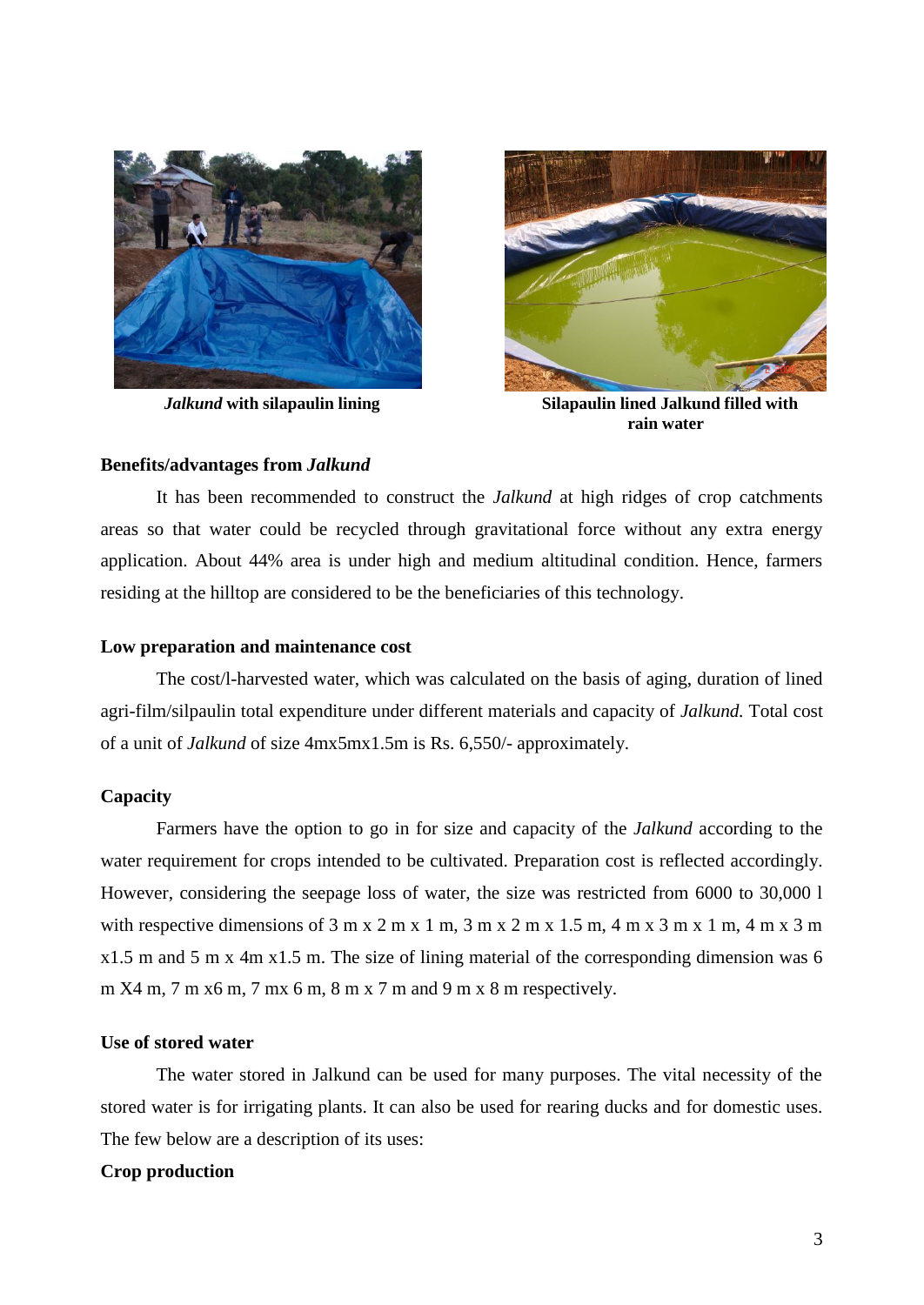***Jalkund* with silapaulin lining**

**Silapaulin lined Jalkund filled with rain water**

**Benefits/advantages from *Jalkund***

It has been recommended to construct the *Jalkund* at high ridges of crop catchments areas so that water could be recycled through gravitational force without any extra energy application. About 44% area is under high and medium altitudinal condition. Hence, farmers residing at the hilltop are considered to be the beneficiaries of this technology.

**Low preparation and maintenance cost**

The cost/l-harvested water, which was calculated on the basis of aging, duration of lined agri-film/silpaulin total expenditure under different materials and capacity of *Jalkund.* Total cost of a unit of *Jalkund* of size 4mx5mx1.5m is Rs. 6,550/- approximately.

**Capacity**

Farmers have the option to go in for size and capacity of the *Jalkund* according to the water requirement for crops intended to be cultivated. Preparation cost is reflected accordingly. However, considering the seepage loss of water, the size was restricted from 6000 to 30,000 l with respective dimensions of 3 m x 2 m x 1 m, 3 m x 2 m x 1.5 m, 4 m x 3 m x 1 m, 4 m x 3 m x1.5 m and 5 m x 4m x1.5 m. The size of lining material of the corresponding dimension was 6 m X4 m, 7 m x6 m, 7 mx 6 m, 8 m x 7 m and 9 m x 8 m respectively.

**Use of stored water**

The water stored in Jalkund can be used for many purposes. The vital necessity of the stored water is for irrigating plants. It can also be used for rearing ducks and for domestic uses. The few below are a description of its uses:

**Crop production**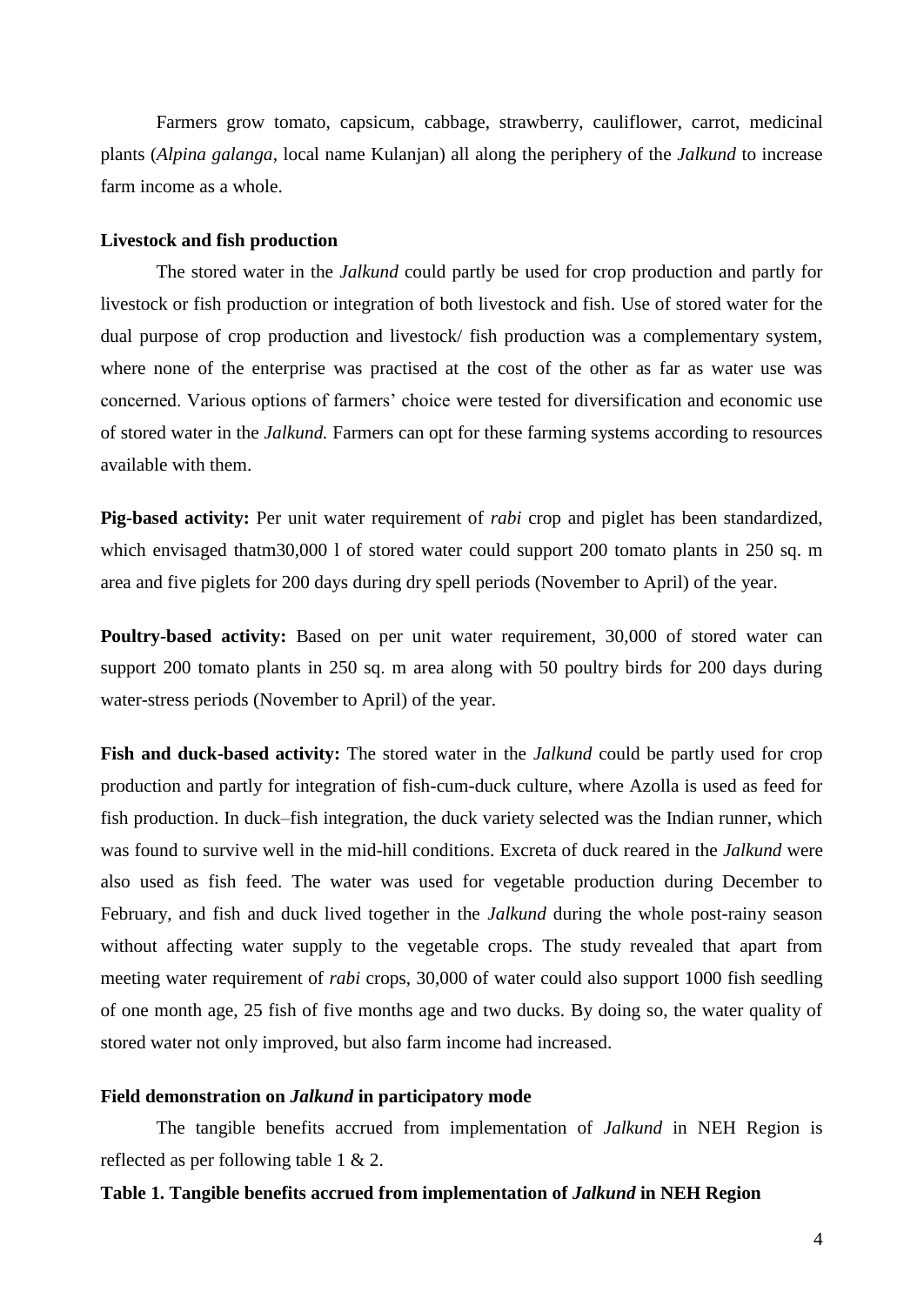Farmers grow tomato, capsicum, cabbage, strawberry, cauliflower, carrot, medicinal plants (*Alpina galanga*, local name Kulanjan) all along the periphery of the *Jalkund* to increase farm income as a whole.

### Livestock and fish production

The stored water in the *Jalkund* could partly be used for crop production and partly for livestock or fish production or integration of both livestock and fish. Use of stored water for the dual purpose of crop production and livestock/ fish production was a complementary system, where none of the enterprise was practised at the cost of the other as far as water use was concerned. Various options of farmers' choice were tested for diversification and economic use of stored water in the *Jalkund.* Farmers can opt for these farming systems according to resources available with them.

**Pig-based activity:** Per unit water requirement of *rabi* crop and piglet has been standardized, which envisaged thatm30,000 l of stored water could support 200 tomato plants in 250 sq. m area and five piglets for 200 days during dry spell periods (November to April) of the year.

**Poultry-based activity:** Based on per unit water requirement, 30,000 of stored water can support 200 tomato plants in 250 sq. m area along with 50 poultry birds for 200 days during water-stress periods (November to April) of the year.

**Fish and duck-based activity:** The stored water in the *Jalkund* could be partly used for crop production and partly for integration of fish-cum-duck culture, where Azolla is used as feed for fish production. In duck–fish integration, the duck variety selected was the Indian runner, which was found to survive well in the mid-hill conditions. Excreta of duck reared in the *Jalkund* were also used as fish feed. The water was used for vegetable production during December to February, and fish and duck lived together in the *Jalkund* during the whole post-rainy season without affecting water supply to the vegetable crops. The study revealed that apart from meeting water requirement of *rabi* crops, 30,000 of water could also support 1000 fish seedling of one month age, 25 fish of five months age and two ducks. By doing so, the water quality of stored water not only improved, but also farm income had increased.

### Field demonstration on *Jalkund* in participatory mode

The tangible benefits accrued from implementation of *Jalkund* in NEH Region is reflected as per following table 1 & 2.

**Table 1. Tangible benefits accrued from implementation of *Jalkund* in NEH Region**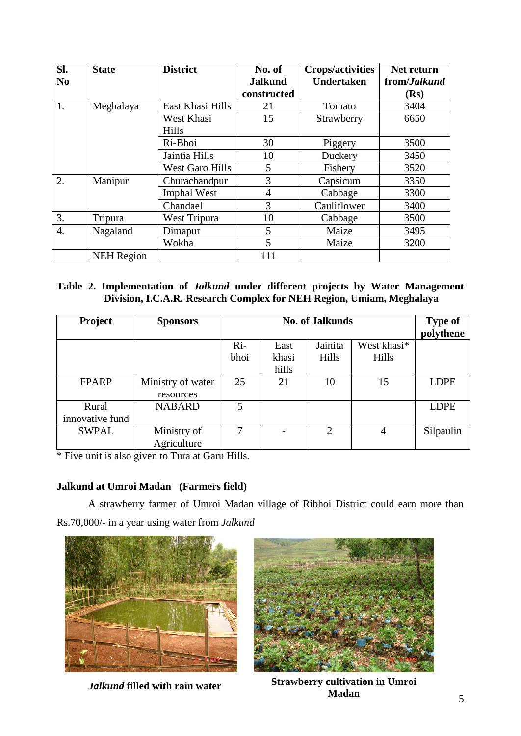| Sl. No | State | District | No. of Jalkund constructed | Crops/activities Undertaken | Net return from/*Jalkund* (Rs) |
|---|---|---|---|---|---|
| 1. | Meghalaya | East Khasi Hills | 21 | Tomato | 3404 |
| | | West Khasi Hills | 15 | Strawberry | 6650 |
| | | Ri-Bhoi | 30 | Piggery | 3500 |
| | | Jaintia Hills | 10 | Duckery | 3450 |
| | | West Garo Hills | 5 | Fishery | 3520 |
| 2. | Manipur | Churachandpur | 3 | Capsicum | 3350 |
| | | Imphal West | 4 | Cabbage | 3300 |
| | | Chandael | 3 | Cauliflower | 3400 |
| 3. | Tripura | West Tripura | 10 | Cabbage | 3500 |
| 4. | Nagaland | Dimapur | 5 | Maize | 3495 |
| | | Wokha | 5 | Maize | 3200 |
| | NEH Region | | 111 | | |

**Table 2. Implementation of *Jalkund* under different projects by Water Management Division, I.C.A.R. Research Complex for NEH Region, Umiam, Meghalaya**

| Project | Sponsors | No. of Jalkunds | | | | Type of polythene |
|---|---|---|---|---|---|---|
| | | Ri-bhoi | East khasi hills | Jainita Hills | West khasi* Hills | |
| FPARP | Ministry of water resources | 25 | 21 | 10 | 15 | LDPE |
| Rural innovative fund | NABARD | 5 | | | | LDPE |
| SWPAL | Ministry of Agriculture | 7 | - | 2 | 4 | Silpaulin |

* Five unit is also given to Tura at Garu Hills.

**Jalkund at Umroi Madan (Farmers field)**

A strawberry farmer of Umroi Madan village of Ribhoi District could earn more than Rs.70,000/- in a year using water from *Jalkund*

***Jalkund* filled with rain water**

**Strawberry cultivation in Umroi Madan**